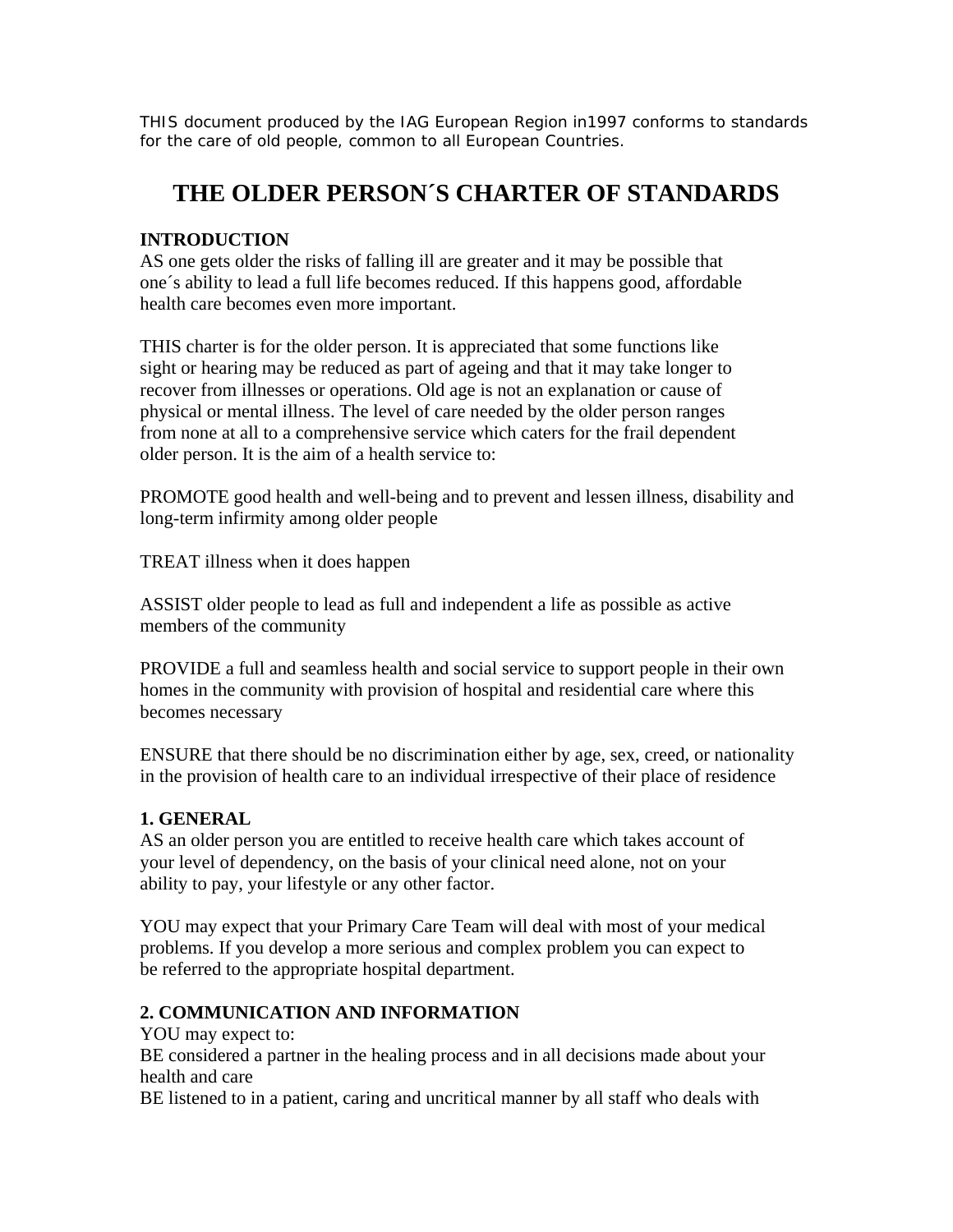THIS document produced by the IAG European Region in1997 conforms to standards for the care of old people, common to all European Countries.

# THE OLDER PERSON´S CHARTER OF STANDARDS

**INTRODUCTION**

AS one gets older the risks of falling ill are greater and it may be possible that one´s ability to lead a full life becomes reduced. If this happens good, affordable health care becomes even more important.

THIS charter is for the older person. It is appreciated that some functions like sight or hearing may be reduced as part of ageing and that it may take longer to recover from illnesses or operations. Old age is not an explanation or cause of physical or mental illness. The level of care needed by the older person ranges from none at all to a comprehensive service which caters for the frail dependent older person. It is the aim of a health service to:

PROMOTE good health and well-being and to prevent and lessen illness, disability and long-term infirmity among older people

TREAT illness when it does happen

ASSIST older people to lead as full and independent a life as possible as active members of the community

PROVIDE a full and seamless health and social service to support people in their own homes in the community with provision of hospital and residential care where this becomes necessary

ENSURE that there should be no discrimination either by age, sex, creed, or nationality in the provision of health care to an individual irrespective of their place of residence

**1. GENERAL**

AS an older person you are entitled to receive health care which takes account of your level of dependency, on the basis of your clinical need alone, not on your ability to pay, your lifestyle or any other factor.

YOU may expect that your Primary Care Team will deal with most of your medical problems. If you develop a more serious and complex problem you can expect to be referred to the appropriate hospital department.

**2. COMMUNICATION AND INFORMATION**

YOU may expect to:

BE considered a partner in the healing process and in all decisions made about your health and care

BE listened to in a patient, caring and uncritical manner by all staff who deals with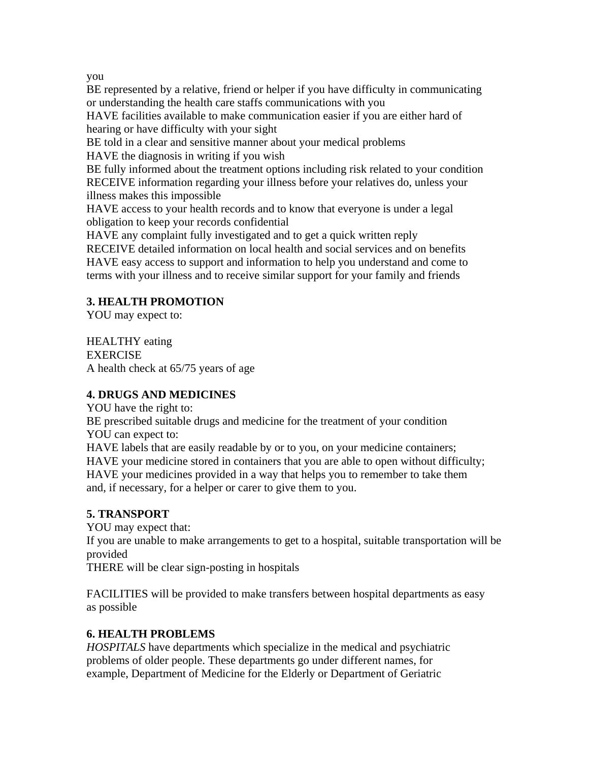you

BE represented by a relative, friend or helper if you have difficulty in communicating or understanding the health care staffs communications with you

HAVE facilities available to make communication easier if you are either hard of hearing or have difficulty with your sight

BE told in a clear and sensitive manner about your medical problems

HAVE the diagnosis in writing if you wish

BE fully informed about the treatment options including risk related to your condition

RECEIVE information regarding your illness before your relatives do, unless your illness makes this impossible

HAVE access to your health records and to know that everyone is under a legal obligation to keep your records confidential

HAVE any complaint fully investigated and to get a quick written reply

RECEIVE detailed information on local health and social services and on benefits

HAVE easy access to support and information to help you understand and come to terms with your illness and to receive similar support for your family and friends

**3. HEALTH PROMOTION**

YOU may expect to:

HEALTHY eating

EXERCISE

A health check at 65/75 years of age

**4. DRUGS AND MEDICINES**

YOU have the right to:

BE prescribed suitable drugs and medicine for the treatment of your condition

YOU can expect to:

HAVE labels that are easily readable by or to you, on your medicine containers;

HAVE your medicine stored in containers that you are able to open without difficulty;

HAVE your medicines provided in a way that helps you to remember to take them and, if necessary, for a helper or carer to give them to you.

**5. TRANSPORT**

YOU may expect that:

If you are unable to make arrangements to get to a hospital, suitable transportation will be provided

THERE will be clear sign-posting in hospitals

FACILITIES will be provided to make transfers between hospital departments as easy as possible

**6. HEALTH PROBLEMS**

*HOSPITALS* have departments which specialize in the medical and psychiatric problems of older people. These departments go under different names, for example, Department of Medicine for the Elderly or Department of Geriatric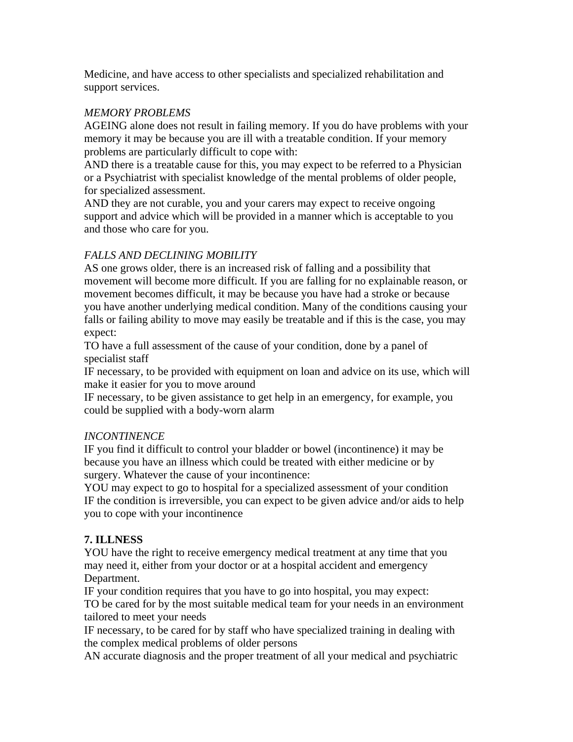Medicine, and have access to other specialists and specialized rehabilitation and support services.

*MEMORY PROBLEMS*

AGEING alone does not result in failing memory. If you do have problems with your memory it may be because you are ill with a treatable condition. If your memory problems are particularly difficult to cope with:

AND there is a treatable cause for this, you may expect to be referred to a Physician or a Psychiatrist with specialist knowledge of the mental problems of older people, for specialized assessment.

AND they are not curable, you and your carers may expect to receive ongoing support and advice which will be provided in a manner which is acceptable to you and those who care for you.

*FALLS AND DECLINING MOBILITY*

AS one grows older, there is an increased risk of falling and a possibility that movement will become more difficult. If you are falling for no explainable reason, or movement becomes difficult, it may be because you have had a stroke or because you have another underlying medical condition. Many of the conditions causing your falls or failing ability to move may easily be treatable and if this is the case, you may expect:

TO have a full assessment of the cause of your condition, done by a panel of specialist staff

IF necessary, to be provided with equipment on loan and advice on its use, which will make it easier for you to move around

IF necessary, to be given assistance to get help in an emergency, for example, you could be supplied with a body-worn alarm

*INCONTINENCE*

IF you find it difficult to control your bladder or bowel (incontinence) it may be because you have an illness which could be treated with either medicine or by surgery. Whatever the cause of your incontinence:

YOU may expect to go to hospital for a specialized assessment of your condition

IF the condition is irreversible, you can expect to be given advice and/or aids to help you to cope with your incontinence

**7. ILLNESS**

YOU have the right to receive emergency medical treatment at any time that you may need it, either from your doctor or at a hospital accident and emergency Department.

IF your condition requires that you have to go into hospital, you may expect:

TO be cared for by the most suitable medical team for your needs in an environment tailored to meet your needs

IF necessary, to be cared for by staff who have specialized training in dealing with the complex medical problems of older persons

AN accurate diagnosis and the proper treatment of all your medical and psychiatric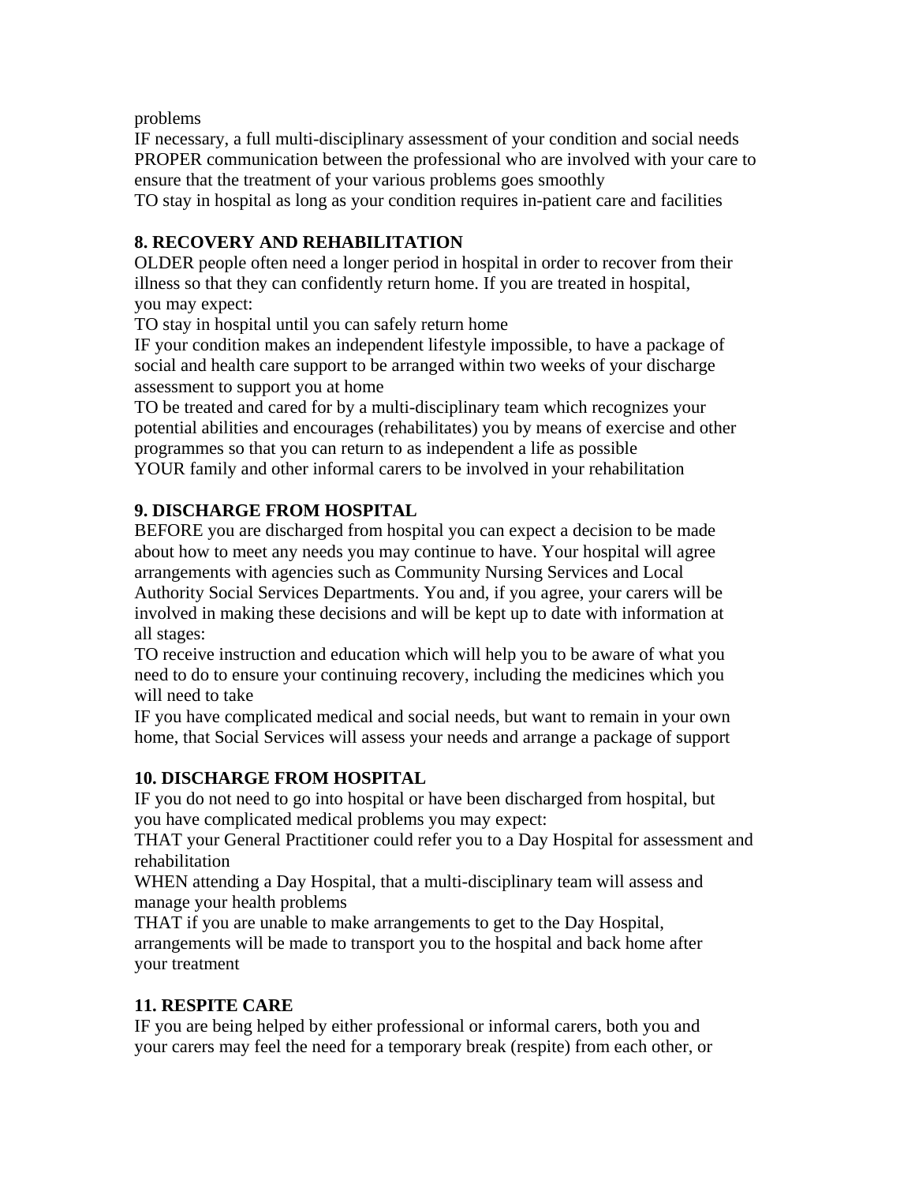problems

IF necessary, a full multi-disciplinary assessment of your condition and social needs

PROPER communication between the professional who are involved with your care to ensure that the treatment of your various problems goes smoothly

TO stay in hospital as long as your condition requires in-patient care and facilities

### 8. RECOVERY AND REHABILITATION

OLDER people often need a longer period in hospital in order to recover from their illness so that they can confidently return home. If you are treated in hospital, you may expect:

TO stay in hospital until you can safely return home

IF your condition makes an independent lifestyle impossible, to have a package of social and health care support to be arranged within two weeks of your discharge assessment to support you at home

TO be treated and cared for by a multi-disciplinary team which recognizes your potential abilities and encourages (rehabilitates) you by means of exercise and other programmes so that you can return to as independent a life as possible

YOUR family and other informal carers to be involved in your rehabilitation

### 9. DISCHARGE FROM HOSPITAL

BEFORE you are discharged from hospital you can expect a decision to be made about how to meet any needs you may continue to have. Your hospital will agree arrangements with agencies such as Community Nursing Services and Local Authority Social Services Departments. You and, if you agree, your carers will be involved in making these decisions and will be kept up to date with information at all stages:

TO receive instruction and education which will help you to be aware of what you need to do to ensure your continuing recovery, including the medicines which you will need to take

IF you have complicated medical and social needs, but want to remain in your own home, that Social Services will assess your needs and arrange a package of support

### 10. DISCHARGE FROM HOSPITAL

IF you do not need to go into hospital or have been discharged from hospital, but you have complicated medical problems you may expect:

THAT your General Practitioner could refer you to a Day Hospital for assessment and rehabilitation

WHEN attending a Day Hospital, that a multi-disciplinary team will assess and manage your health problems

THAT if you are unable to make arrangements to get to the Day Hospital, arrangements will be made to transport you to the hospital and back home after your treatment

### 11. RESPITE CARE

IF you are being helped by either professional or informal carers, both you and your carers may feel the need for a temporary break (respite) from each other, or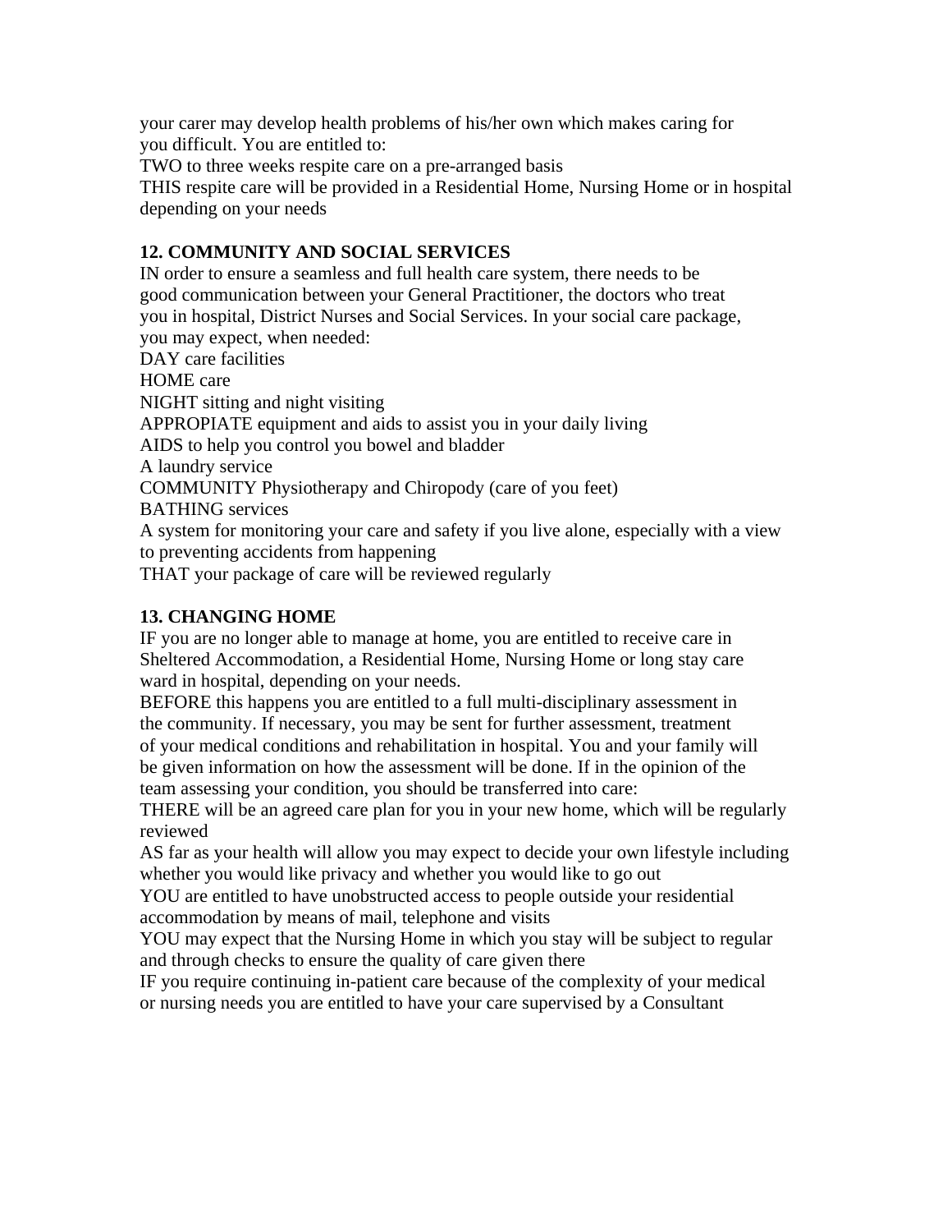your carer may develop health problems of his/her own which makes caring for you difficult. You are entitled to:

TWO to three weeks respite care on a pre-arranged basis

THIS respite care will be provided in a Residential Home, Nursing Home or in hospital depending on your needs

**12. COMMUNITY AND SOCIAL SERVICES**

IN order to ensure a seamless and full health care system, there needs to be good communication between your General Practitioner, the doctors who treat you in hospital, District Nurses and Social Services. In your social care package, you may expect, when needed:

DAY care facilities

HOME care

NIGHT sitting and night visiting

APPROPIATE equipment and aids to assist you in your daily living

AIDS to help you control you bowel and bladder

A laundry service

COMMUNITY Physiotherapy and Chiropody (care of you feet)

BATHING services

A system for monitoring your care and safety if you live alone, especially with a view to preventing accidents from happening

THAT your package of care will be reviewed regularly

**13. CHANGING HOME**

IF you are no longer able to manage at home, you are entitled to receive care in Sheltered Accommodation, a Residential Home, Nursing Home or long stay care ward in hospital, depending on your needs.

BEFORE this happens you are entitled to a full multi-disciplinary assessment in the community. If necessary, you may be sent for further assessment, treatment of your medical conditions and rehabilitation in hospital. You and your family will be given information on how the assessment will be done. If in the opinion of the team assessing your condition, you should be transferred into care:

THERE will be an agreed care plan for you in your new home, which will be regularly reviewed

AS far as your health will allow you may expect to decide your own lifestyle including whether you would like privacy and whether you would like to go out

YOU are entitled to have unobstructed access to people outside your residential accommodation by means of mail, telephone and visits

YOU may expect that the Nursing Home in which you stay will be subject to regular and through checks to ensure the quality of care given there

IF you require continuing in-patient care because of the complexity of your medical or nursing needs you are entitled to have your care supervised by a Consultant